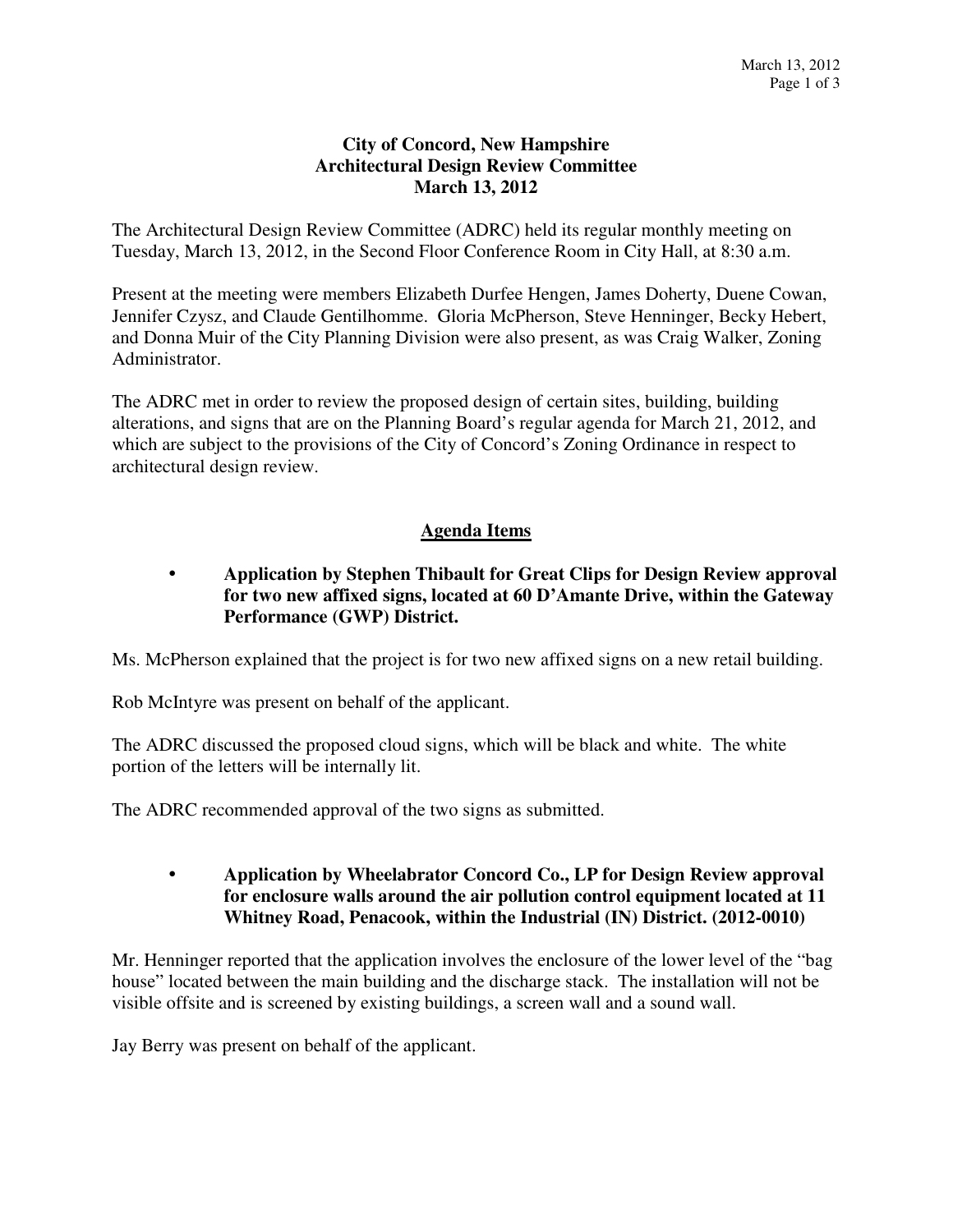**City of Concord, New Hampshire**
**Architectural Design Review Committee**
**March 13, 2012**

The Architectural Design Review Committee (ADRC) held its regular monthly meeting on Tuesday, March 13, 2012, in the Second Floor Conference Room in City Hall, at 8:30 a.m.

Present at the meeting were members Elizabeth Durfee Hengen, James Doherty, Duene Cowan, Jennifer Czysz, and Claude Gentilhomme. Gloria McPherson, Steve Henninger, Becky Hebert, and Donna Muir of the City Planning Division were also present, as was Craig Walker, Zoning Administrator.

The ADRC met in order to review the proposed design of certain sites, building, building alterations, and signs that are on the Planning Board's regular agenda for March 21, 2012, and which are subject to the provisions of the City of Concord's Zoning Ordinance in respect to architectural design review.

## Agenda Items

- **Application by Stephen Thibault for Great Clips for Design Review approval for two new affixed signs, located at 60 D'Amante Drive, within the Gateway Performance (GWP) District.**

Ms. McPherson explained that the project is for two new affixed signs on a new retail building.

Rob McIntyre was present on behalf of the applicant.

The ADRC discussed the proposed cloud signs, which will be black and white. The white portion of the letters will be internally lit.

The ADRC recommended approval of the two signs as submitted.

- **Application by Wheelabrator Concord Co., LP for Design Review approval for enclosure walls around the air pollution control equipment located at 11 Whitney Road, Penacook, within the Industrial (IN) District. (2012-0010)**

Mr. Henninger reported that the application involves the enclosure of the lower level of the "bag house" located between the main building and the discharge stack. The installation will not be visible offsite and is screened by existing buildings, a screen wall and a sound wall.

Jay Berry was present on behalf of the applicant.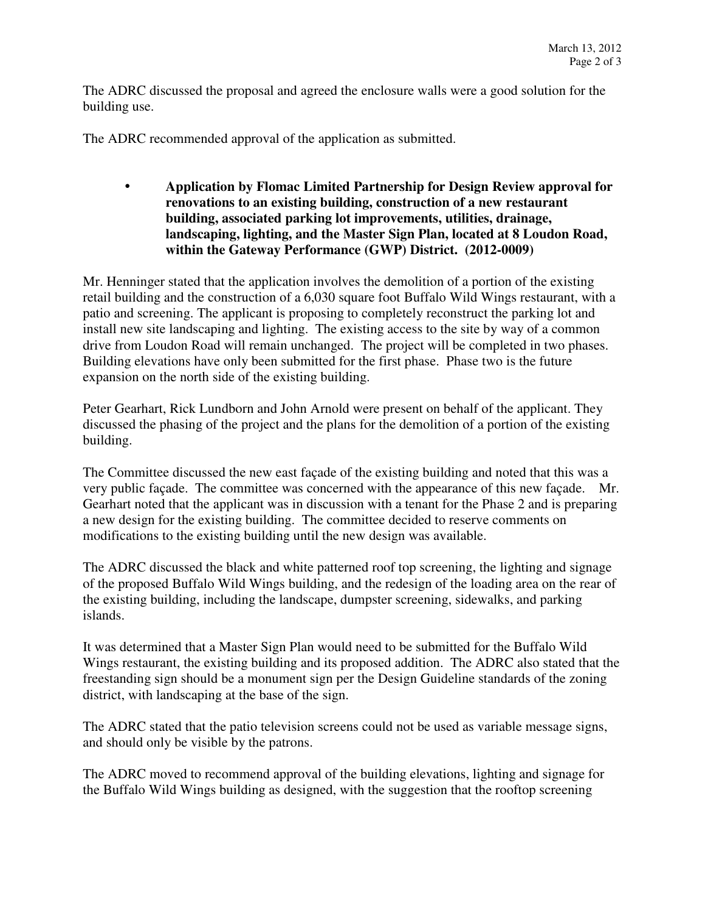The ADRC discussed the proposal and agreed the enclosure walls were a good solution for the building use.

The ADRC recommended approval of the application as submitted.

- **Application by Flomac Limited Partnership for Design Review approval for renovations to an existing building, construction of a new restaurant building, associated parking lot improvements, utilities, drainage, landscaping, lighting, and the Master Sign Plan, located at 8 Loudon Road, within the Gateway Performance (GWP) District. (2012-0009)**

Mr. Henninger stated that the application involves the demolition of a portion of the existing retail building and the construction of a 6,030 square foot Buffalo Wild Wings restaurant, with a patio and screening. The applicant is proposing to completely reconstruct the parking lot and install new site landscaping and lighting. The existing access to the site by way of a common drive from Loudon Road will remain unchanged. The project will be completed in two phases. Building elevations have only been submitted for the first phase. Phase two is the future expansion on the north side of the existing building.

Peter Gearhart, Rick Lundborn and John Arnold were present on behalf of the applicant. They discussed the phasing of the project and the plans for the demolition of a portion of the existing building.

The Committee discussed the new east façade of the existing building and noted that this was a very public façade. The committee was concerned with the appearance of this new façade. Mr. Gearhart noted that the applicant was in discussion with a tenant for the Phase 2 and is preparing a new design for the existing building. The committee decided to reserve comments on modifications to the existing building until the new design was available.

The ADRC discussed the black and white patterned roof top screening, the lighting and signage of the proposed Buffalo Wild Wings building, and the redesign of the loading area on the rear of the existing building, including the landscape, dumpster screening, sidewalks, and parking islands.

It was determined that a Master Sign Plan would need to be submitted for the Buffalo Wild Wings restaurant, the existing building and its proposed addition. The ADRC also stated that the freestanding sign should be a monument sign per the Design Guideline standards of the zoning district, with landscaping at the base of the sign.

The ADRC stated that the patio television screens could not be used as variable message signs, and should only be visible by the patrons.

The ADRC moved to recommend approval of the building elevations, lighting and signage for the Buffalo Wild Wings building as designed, with the suggestion that the rooftop screening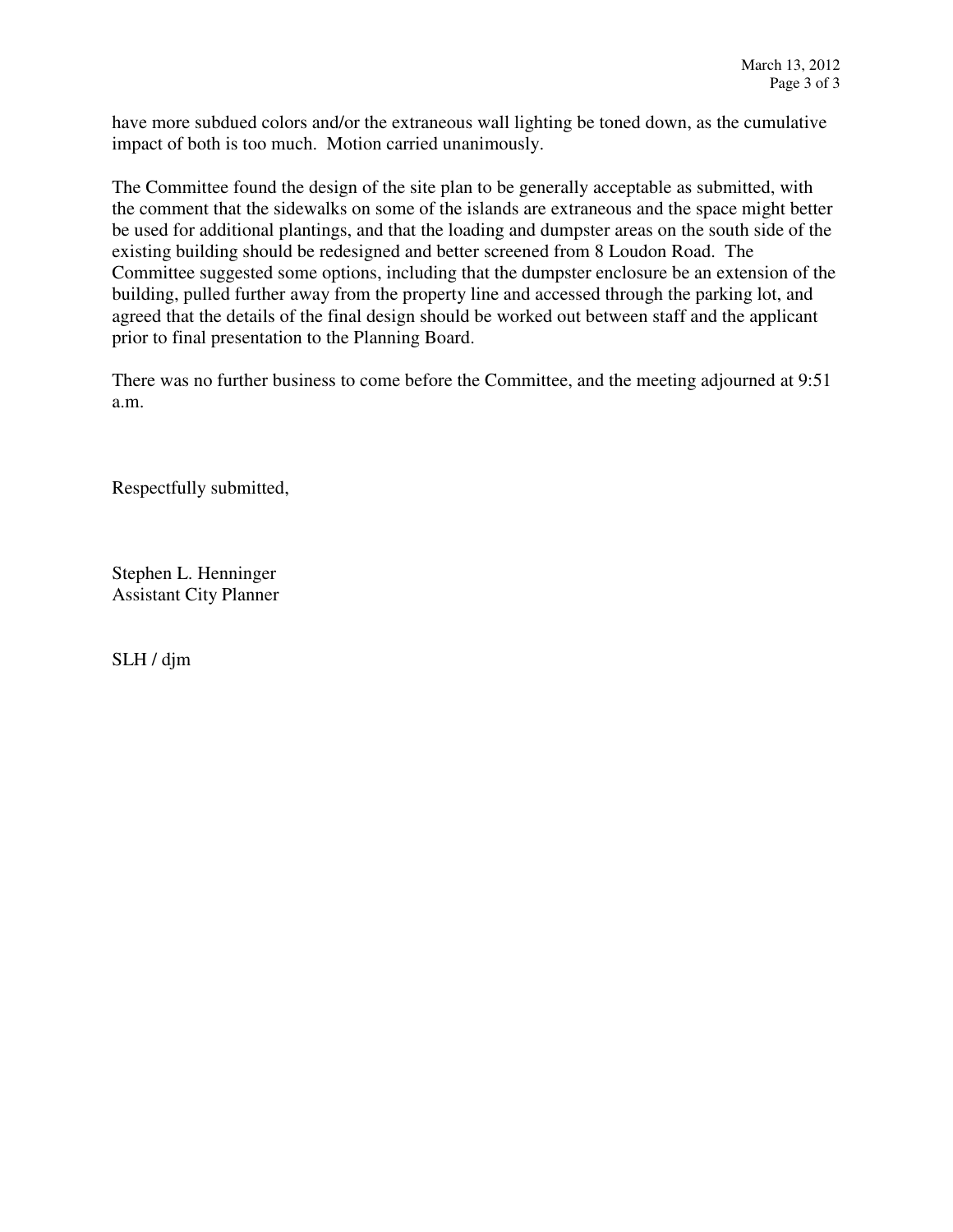have more subdued colors and/or the extraneous wall lighting be toned down, as the cumulative impact of both is too much. Motion carried unanimously.

The Committee found the design of the site plan to be generally acceptable as submitted, with the comment that the sidewalks on some of the islands are extraneous and the space might better be used for additional plantings, and that the loading and dumpster areas on the south side of the existing building should be redesigned and better screened from 8 Loudon Road. The Committee suggested some options, including that the dumpster enclosure be an extension of the building, pulled further away from the property line and accessed through the parking lot, and agreed that the details of the final design should be worked out between staff and the applicant prior to final presentation to the Planning Board.

There was no further business to come before the Committee, and the meeting adjourned at 9:51 a.m.

Respectfully submitted,

Stephen L. Henninger
Assistant City Planner

SLH / djm